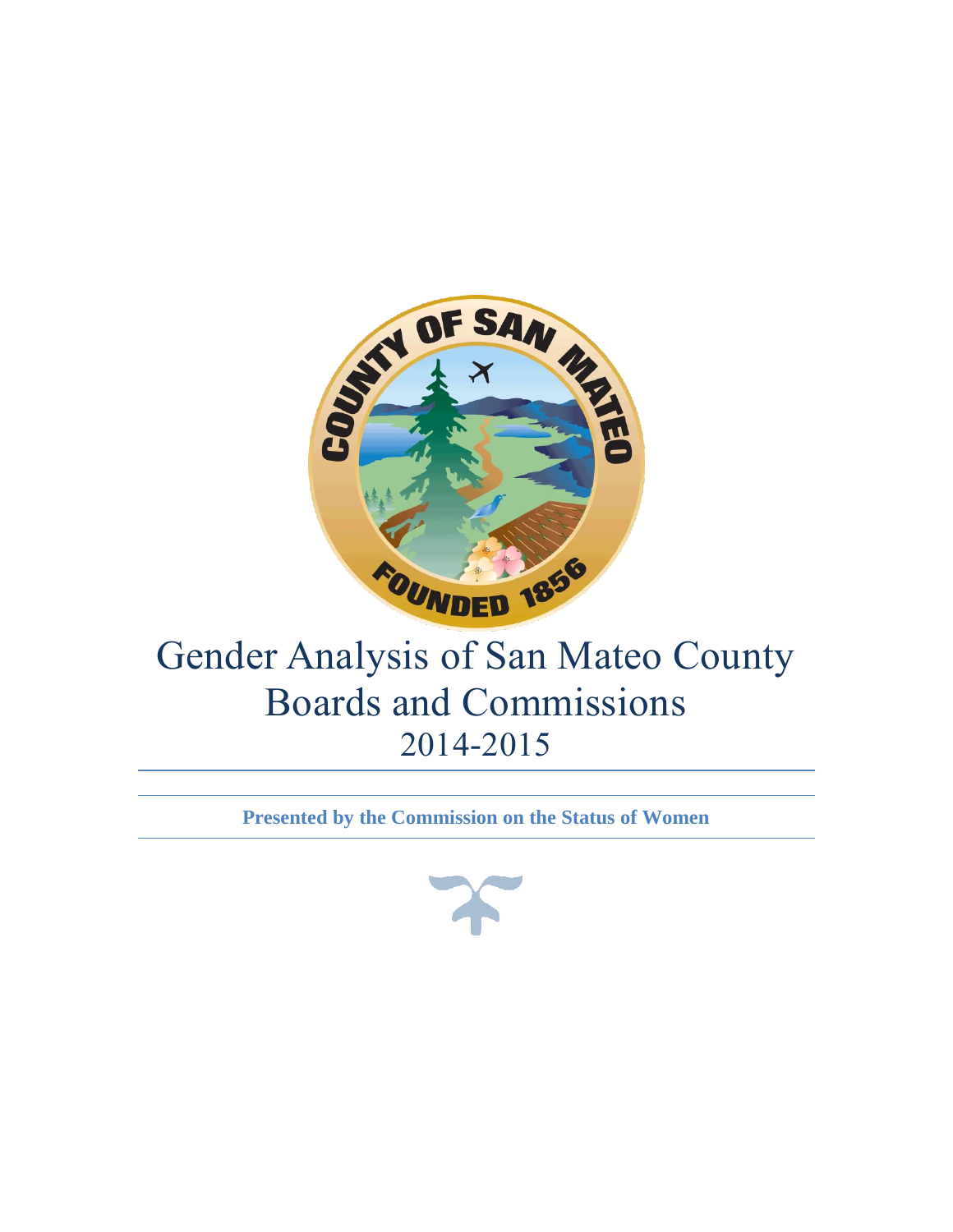# Gender Analysis of San Mateo County Boards and Commissions
## 2014-2015

**Presented by the Commission on the Status of Women**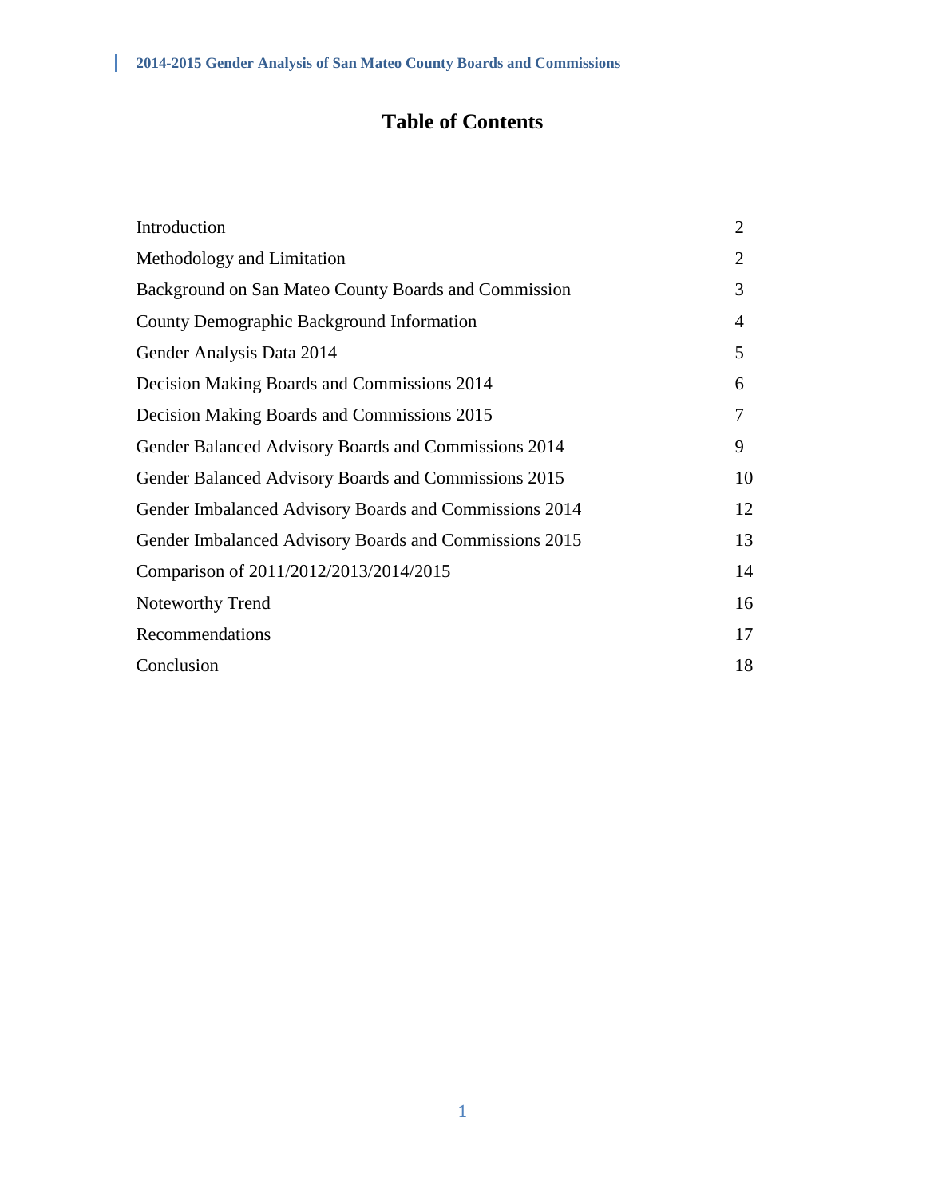# Table of Contents

| | |
|---|---|
| Introduction | 2 |
| Methodology and Limitation | 2 |
| Background on San Mateo County Boards and Commission | 3 |
| County Demographic Background Information | 4 |
| Gender Analysis Data 2014 | 5 |
| Decision Making Boards and Commissions 2014 | 6 |
| Decision Making Boards and Commissions 2015 | 7 |
| Gender Balanced Advisory Boards and Commissions 2014 | 9 |
| Gender Balanced Advisory Boards and Commissions 2015 | 10 |
| Gender Imbalanced Advisory Boards and Commissions 2014 | 12 |
| Gender Imbalanced Advisory Boards and Commissions 2015 | 13 |
| Comparison of 2011/2012/2013/2014/2015 | 14 |
| Noteworthy Trend | 16 |
| Recommendations | 17 |
| Conclusion | 18 |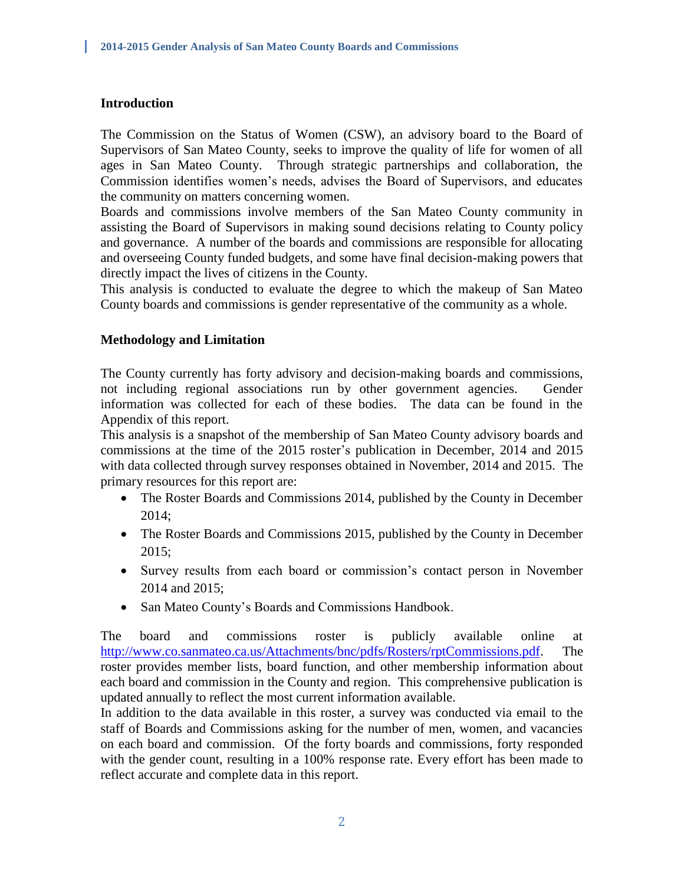## Introduction

The Commission on the Status of Women (CSW), an advisory board to the Board of Supervisors of San Mateo County, seeks to improve the quality of life for women of all ages in San Mateo County. Through strategic partnerships and collaboration, the Commission identifies women's needs, advises the Board of Supervisors, and educates the community on matters concerning women.

Boards and commissions involve members of the San Mateo County community in assisting the Board of Supervisors in making sound decisions relating to County policy and governance. A number of the boards and commissions are responsible for allocating and overseeing County funded budgets, and some have final decision-making powers that directly impact the lives of citizens in the County.

This analysis is conducted to evaluate the degree to which the makeup of San Mateo County boards and commissions is gender representative of the community as a whole.

## Methodology and Limitation

The County currently has forty advisory and decision-making boards and commissions, not including regional associations run by other government agencies. Gender information was collected for each of these bodies. The data can be found in the Appendix of this report.

This analysis is a snapshot of the membership of San Mateo County advisory boards and commissions at the time of the 2015 roster's publication in December, 2014 and 2015 with data collected through survey responses obtained in November, 2014 and 2015. The primary resources for this report are:

- The Roster Boards and Commissions 2014, published by the County in December 2014;
- The Roster Boards and Commissions 2015, published by the County in December 2015;
- Survey results from each board or commission's contact person in November 2014 and 2015;
- San Mateo County's Boards and Commissions Handbook.

The board and commissions roster is publicly available online at http://www.co.sanmateo.ca.us/Attachments/bnc/pdfs/Rosters/rptCommissions.pdf. The roster provides member lists, board function, and other membership information about each board and commission in the County and region. This comprehensive publication is updated annually to reflect the most current information available.

In addition to the data available in this roster, a survey was conducted via email to the staff of Boards and Commissions asking for the number of men, women, and vacancies on each board and commission. Of the forty boards and commissions, forty responded with the gender count, resulting in a 100% response rate. Every effort has been made to reflect accurate and complete data in this report.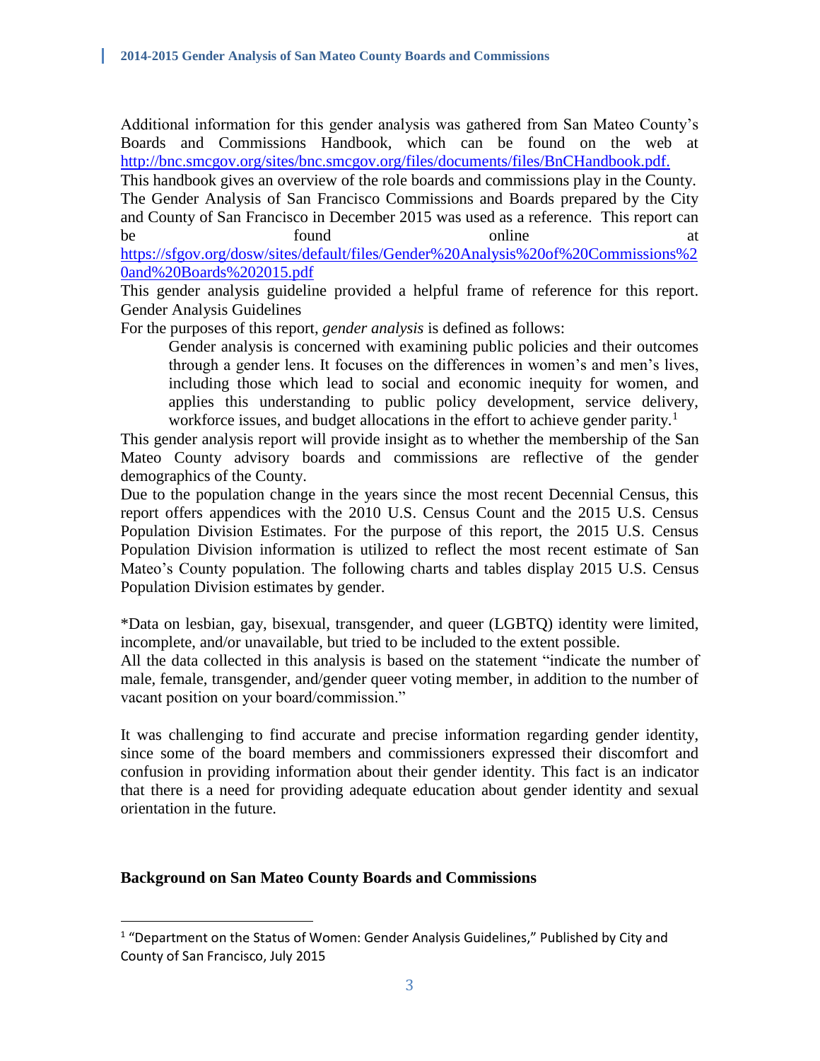Additional information for this gender analysis was gathered from San Mateo County's Boards and Commissions Handbook, which can be found on the web at http://bnc.smcgov.org/sites/bnc.smcgov.org/files/documents/files/BnCHandbook.pdf.

This handbook gives an overview of the role boards and commissions play in the County. The Gender Analysis of San Francisco Commissions and Boards prepared by the City and County of San Francisco in December 2015 was used as a reference. This report can be found online at https://sfgov.org/dosw/sites/default/files/Gender%20Analysis%20of%20Commissions%20and%20Boards%202015.pdf

This gender analysis guideline provided a helpful frame of reference for this report.

Gender Analysis Guidelines

For the purposes of this report, *gender analysis* is defined as follows:

> Gender analysis is concerned with examining public policies and their outcomes through a gender lens. It focuses on the differences in women's and men's lives, including those which lead to social and economic inequity for women, and applies this understanding to public policy development, service delivery, workforce issues, and budget allocations in the effort to achieve gender parity.[1]

This gender analysis report will provide insight as to whether the membership of the San Mateo County advisory boards and commissions are reflective of the gender demographics of the County.

Due to the population change in the years since the most recent Decennial Census, this report offers appendices with the 2010 U.S. Census Count and the 2015 U.S. Census Population Division Estimates. For the purpose of this report, the 2015 U.S. Census Population Division information is utilized to reflect the most recent estimate of San Mateo's County population. The following charts and tables display 2015 U.S. Census Population Division estimates by gender.

*Data on lesbian, gay, bisexual, transgender, and queer (LGBTQ) identity were limited, incomplete, and/or unavailable, but tried to be included to the extent possible.

All the data collected in this analysis is based on the statement "indicate the number of male, female, transgender, and/gender queer voting member, in addition to the number of vacant position on your board/commission."

It was challenging to find accurate and precise information regarding gender identity, since some of the board members and commissioners expressed their discomfort and confusion in providing information about their gender identity. This fact is an indicator that there is a need for providing adequate education about gender identity and sexual orientation in the future.

## Background on San Mateo County Boards and Commissions

---

[1] "Department on the Status of Women: Gender Analysis Guidelines," Published by City and County of San Francisco, July 2015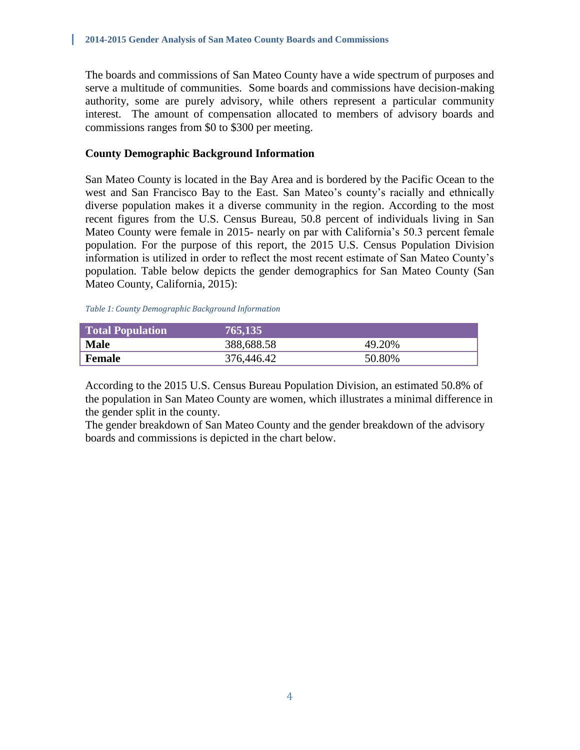The boards and commissions of San Mateo County have a wide spectrum of purposes and serve a multitude of communities. Some boards and commissions have decision-making authority, some are purely advisory, while others represent a particular community interest. The amount of compensation allocated to members of advisory boards and commissions ranges from $0 to $300 per meeting.

**County Demographic Background Information**

San Mateo County is located in the Bay Area and is bordered by the Pacific Ocean to the west and San Francisco Bay to the East. San Mateo's county's racially and ethnically diverse population makes it a diverse community in the region. According to the most recent figures from the U.S. Census Bureau, 50.8 percent of individuals living in San Mateo County were female in 2015- nearly on par with California's 50.3 percent female population. For the purpose of this report, the 2015 U.S. Census Population Division information is utilized in order to reflect the most recent estimate of San Mateo County's population. Table below depicts the gender demographics for San Mateo County (San Mateo County, California, 2015):

*Table 1: County Demographic Background Information*

| Total Population | 765,135 | |
|---|---|---|
| **Male** | 388,688.58 | 49.20% |
| **Female** | 376,446.42 | 50.80% |

According to the 2015 U.S. Census Bureau Population Division, an estimated 50.8% of the population in San Mateo County are women, which illustrates a minimal difference in the gender split in the county.
The gender breakdown of San Mateo County and the gender breakdown of the advisory boards and commissions is depicted in the chart below.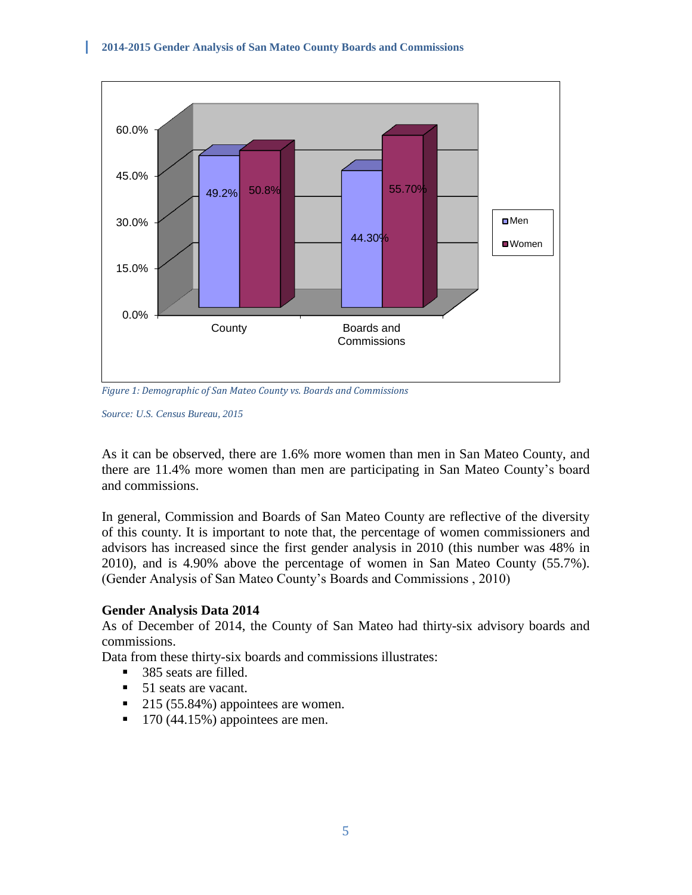Figure 1: Demographic of San Mateo County vs. Boards and Commissions

Source: U.S. Census Bureau, 2015

As it can be observed, there are 1.6% more women than men in San Mateo County, and there are 11.4% more women than men are participating in San Mateo County's board and commissions.

In general, Commission and Boards of San Mateo County are reflective of the diversity of this county. It is important to note that, the percentage of women commissioners and advisors has increased since the first gender analysis in 2010 (this number was 48% in 2010), and is 4.90% above the percentage of women in San Mateo County (55.7%). (Gender Analysis of San Mateo County's Boards and Commissions , 2010)

**Gender Analysis Data 2014**

As of December of 2014, the County of San Mateo had thirty-six advisory boards and commissions.

Data from these thirty-six boards and commissions illustrates:

- 385 seats are filled.
- 51 seats are vacant.
- 215 (55.84%) appointees are women.
- 170 (44.15%) appointees are men.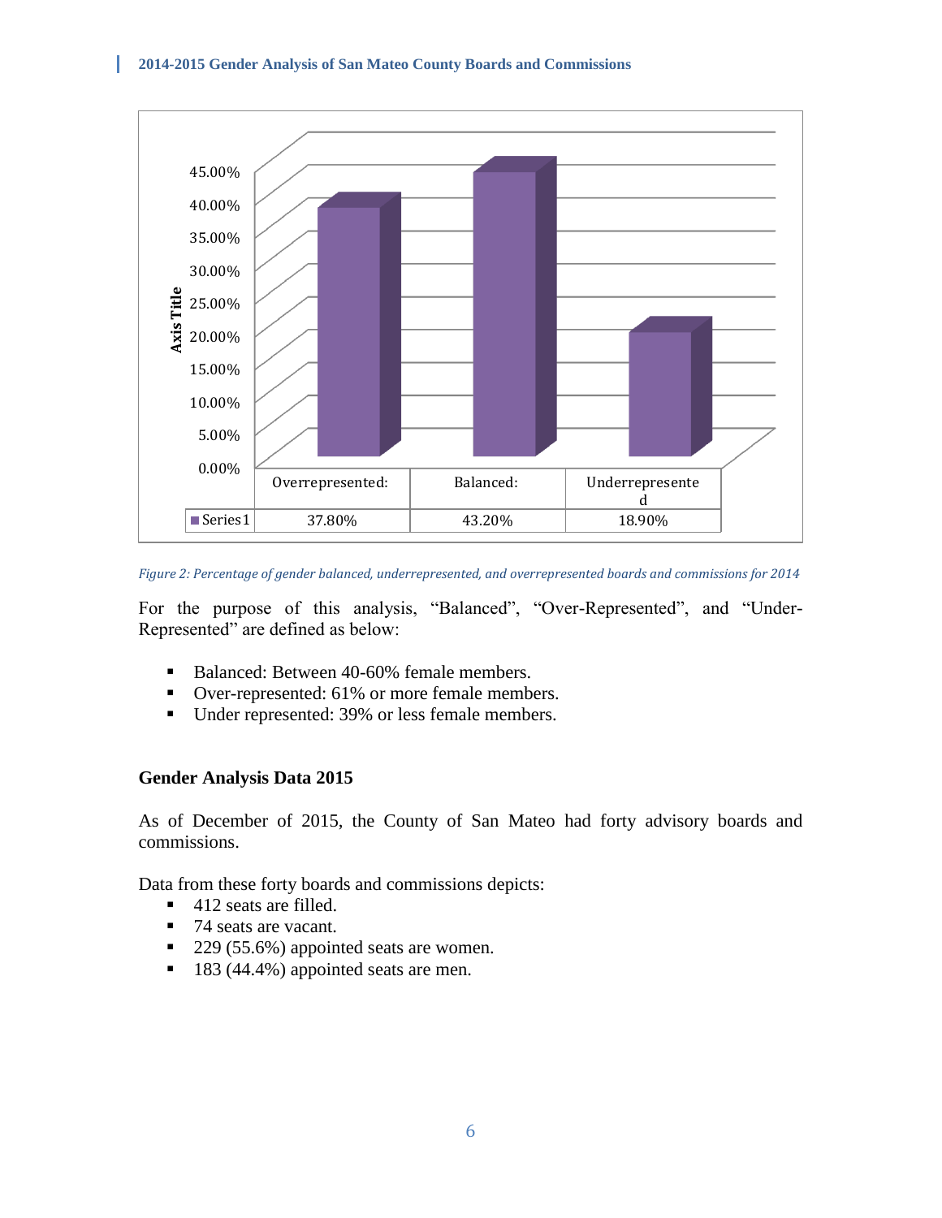| | Overrepresented: | Balanced: | Underrepresented |
|---|---|---|---|
| Series1 | 37.80% | 43.20% | 18.90% |

*Figure 2: Percentage of gender balanced, underrepresented, and overrepresented boards and commissions for 2014*

For the purpose of this analysis, "Balanced", "Over-Represented", and "Under-Represented" are defined as below:

- Balanced: Between 40-60% female members.
- Over-represented: 61% or more female members.
- Under represented: 39% or less female members.

**Gender Analysis Data 2015**

As of December of 2015, the County of San Mateo had forty advisory boards and commissions.

Data from these forty boards and commissions depicts:

- 412 seats are filled.
- 74 seats are vacant.
- 229 (55.6%) appointed seats are women.
- 183 (44.4%) appointed seats are men.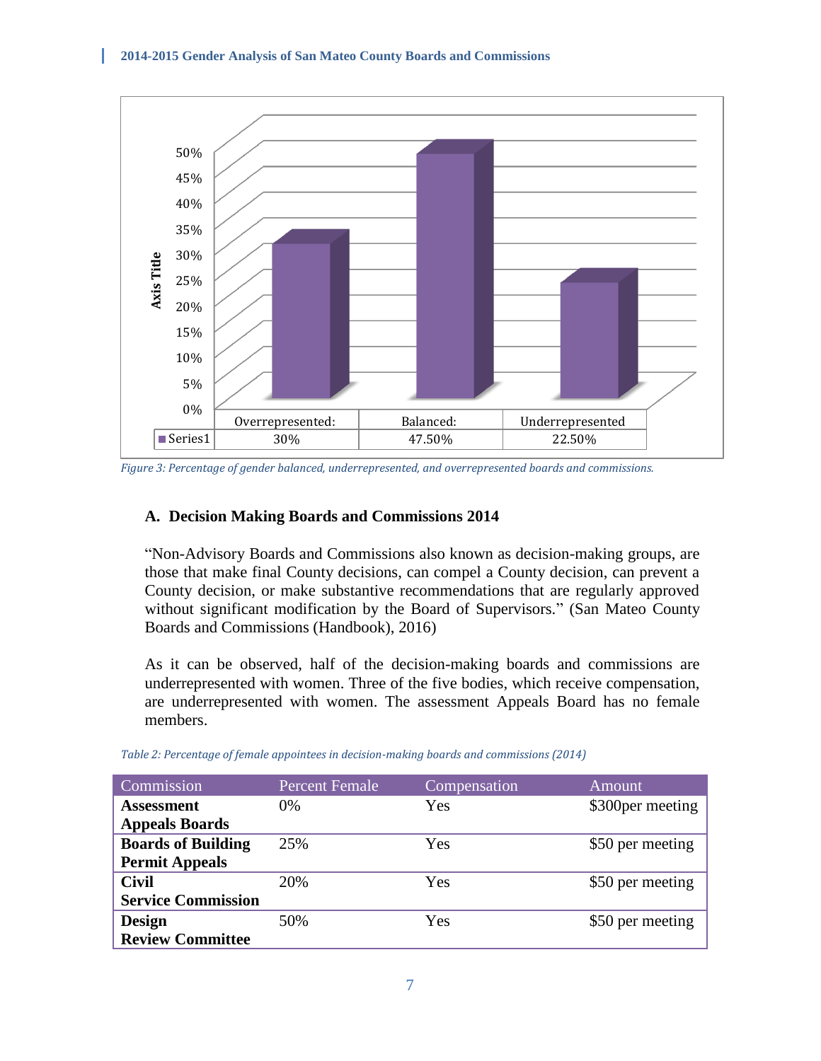| | Overrepresented: | Balanced: | Underrepresented |
|---|---|---|---|
| Series1 | 30% | 47.50% | 22.50% |

*Figure 3: Percentage of gender balanced, underrepresented, and overrepresented boards and commissions.*

### A. Decision Making Boards and Commissions 2014

"Non-Advisory Boards and Commissions also known as decision-making groups, are those that make final County decisions, can compel a County decision, can prevent a County decision, or make substantive recommendations that are regularly approved without significant modification by the Board of Supervisors." (San Mateo County Boards and Commissions (Handbook), 2016)

As it can be observed, half of the decision-making boards and commissions are underrepresented with women. Three of the five bodies, which receive compensation, are underrepresented with women. The assessment Appeals Board has no female members.

*Table 2: Percentage of female appointees in decision-making boards and commissions (2014)*

| Commission | Percent Female | Compensation | Amount |
|---|---|---|---|
| **Assessment Appeals Boards** | 0% | Yes | $300per meeting |
| **Boards of Building Permit Appeals** | 25% | Yes | $50 per meeting |
| **Civil Service Commission** | 20% | Yes | $50 per meeting |
| **Design Review Committee** | 50% | Yes | $50 per meeting |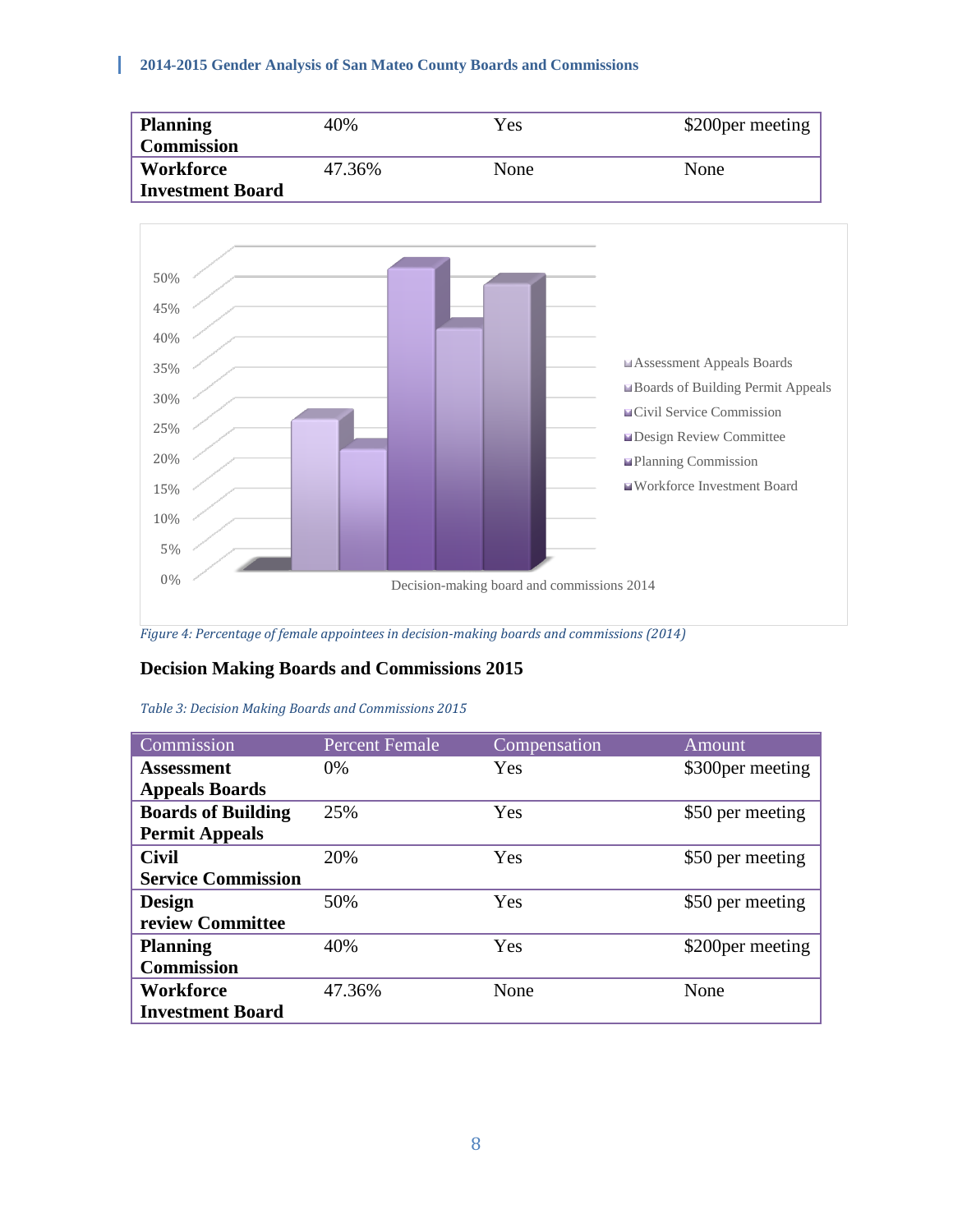| | | | |
|---|---|---|---|
| **Planning Commission** | 40% | Yes | $200per meeting |
| **Workforce Investment Board** | 47.36% | None | None |

*Figure 4: Percentage of female appointees in decision-making boards and commissions (2014)*

## Decision Making Boards and Commissions 2015

*Table 3: Decision Making Boards and Commissions 2015*

| Commission | Percent Female | Compensation | Amount |
|---|---|---|---|
| **Assessment Appeals Boards** | 0% | Yes | $300per meeting |
| **Boards of Building Permit Appeals** | 25% | Yes | $50 per meeting |
| **Civil Service Commission** | 20% | Yes | $50 per meeting |
| **Design review Committee** | 50% | Yes | $50 per meeting |
| **Planning Commission** | 40% | Yes | $200per meeting |
| **Workforce Investment Board** | 47.36% | None | None |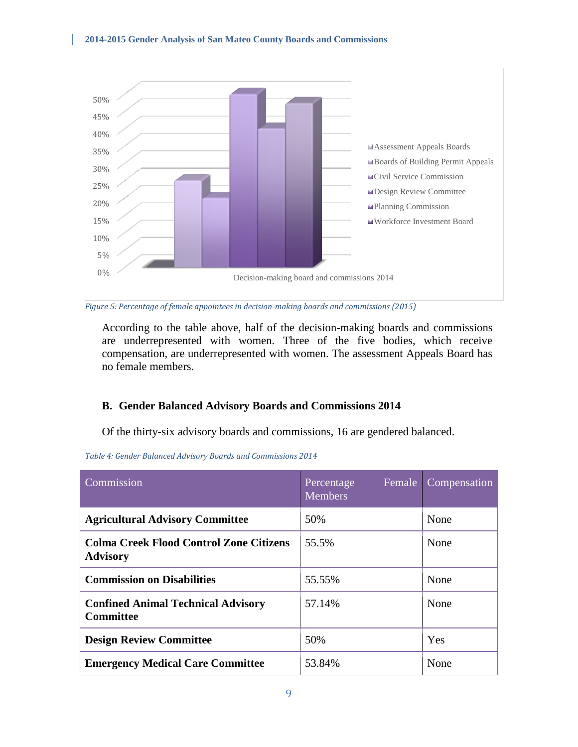Figure 5: Percentage of female appointees in decision-making boards and commissions (2015)

According to the table above, half of the decision-making boards and commissions are underrepresented with women. Three of the five bodies, which receive compensation, are underrepresented with women. The assessment Appeals Board has no female members.

### B. Gender Balanced Advisory Boards and Commissions 2014

Of the thirty-six advisory boards and commissions, 16 are gendered balanced.

*Table 4: Gender Balanced Advisory Boards and Commissions 2014*

| Commission | Percentage Female Members | Compensation |
|---|---|---|
| **Agricultural Advisory Committee** | 50% | None |
| **Colma Creek Flood Control Zone Citizens Advisory** | 55.5% | None |
| **Commission on Disabilities** | 55.55% | None |
| **Confined Animal Technical Advisory Committee** | 57.14% | None |
| **Design Review Committee** | 50% | Yes |
| **Emergency Medical Care Committee** | 53.84% | None |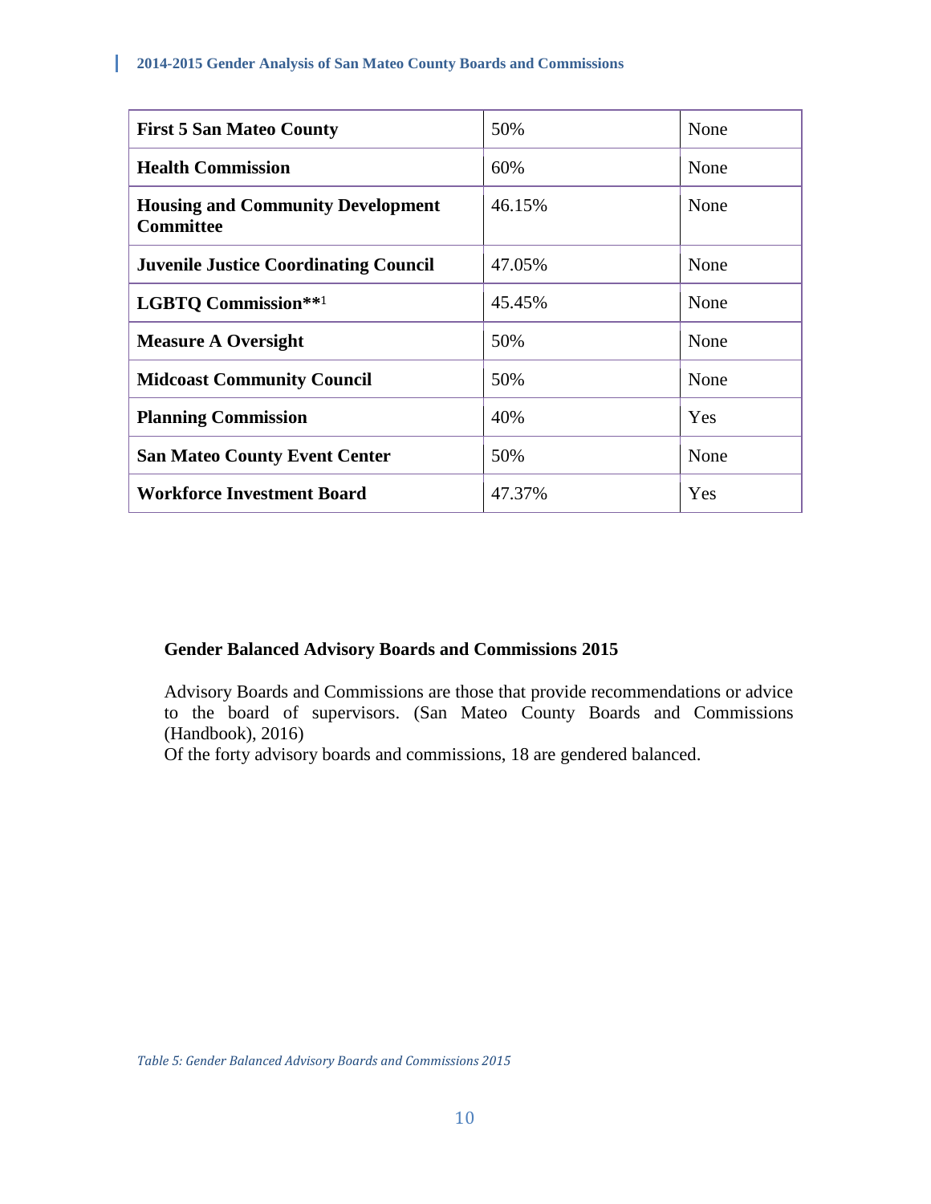| First 5 San Mateo County | 50% | None |
|---|---|---|
| Health Commission | 60% | None |
| Housing and Community Development Committee | 46.15% | None |
| Juvenile Justice Coordinating Council | 47.05% | None |
| LGBTQ Commission**[1] | 45.45% | None |
| Measure A Oversight | 50% | None |
| Midcoast Community Council | 50% | None |
| Planning Commission | 40% | Yes |
| San Mateo County Event Center | 50% | None |
| Workforce Investment Board | 47.37% | Yes |

**Gender Balanced Advisory Boards and Commissions 2015**

Advisory Boards and Commissions are those that provide recommendations or advice to the board of supervisors. (San Mateo County Boards and Commissions (Handbook), 2016)
Of the forty advisory boards and commissions, 18 are gendered balanced.

*Table 5: Gender Balanced Advisory Boards and Commissions 2015*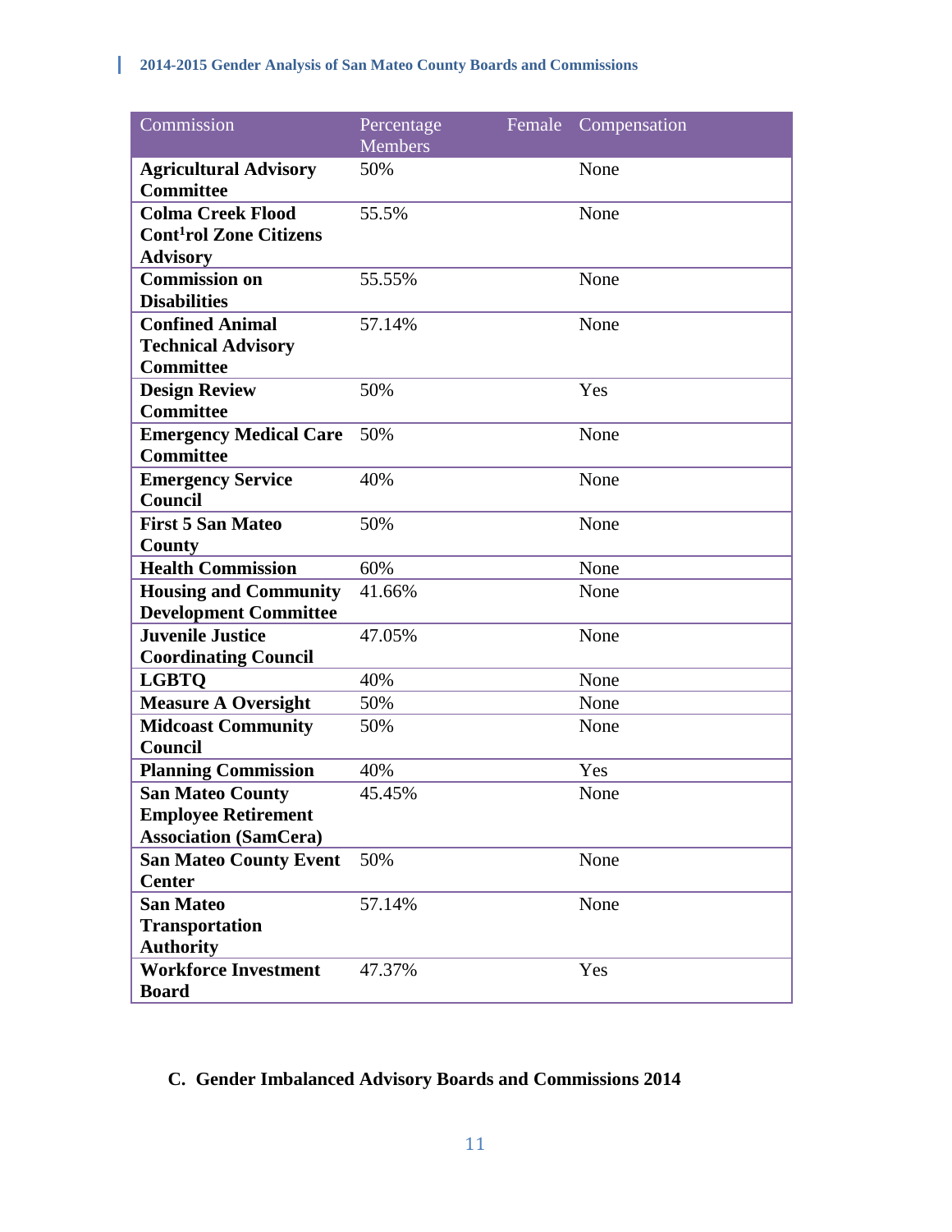| Commission | Percentage Female Members | Compensation |
|---|---|---|
| **Agricultural Advisory Committee** | 50% | None |
| **Colma Creek Flood Cont[1]rol Zone Citizens Advisory** | 55.5% | None |
| **Commission on Disabilities** | 55.55% | None |
| **Confined Animal Technical Advisory Committee** | 57.14% | None |
| **Design Review Committee** | 50% | Yes |
| **Emergency Medical Care Committee** | 50% | None |
| **Emergency Service Council** | 40% | None |
| **First 5 San Mateo County** | 50% | None |
| **Health Commission** | 60% | None |
| **Housing and Community Development Committee** | 41.66% | None |
| **Juvenile Justice Coordinating Council** | 47.05% | None |
| **LGBTQ** | 40% | None |
| **Measure A Oversight** | 50% | None |
| **Midcoast Community Council** | 50% | None |
| **Planning Commission** | 40% | Yes |
| **San Mateo County Employee Retirement Association (SamCera)** | 45.45% | None |
| **San Mateo County Event Center** | 50% | None |
| **San Mateo Transportation Authority** | 57.14% | None |
| **Workforce Investment Board** | 47.37% | Yes |

### C. Gender Imbalanced Advisory Boards and Commissions 2014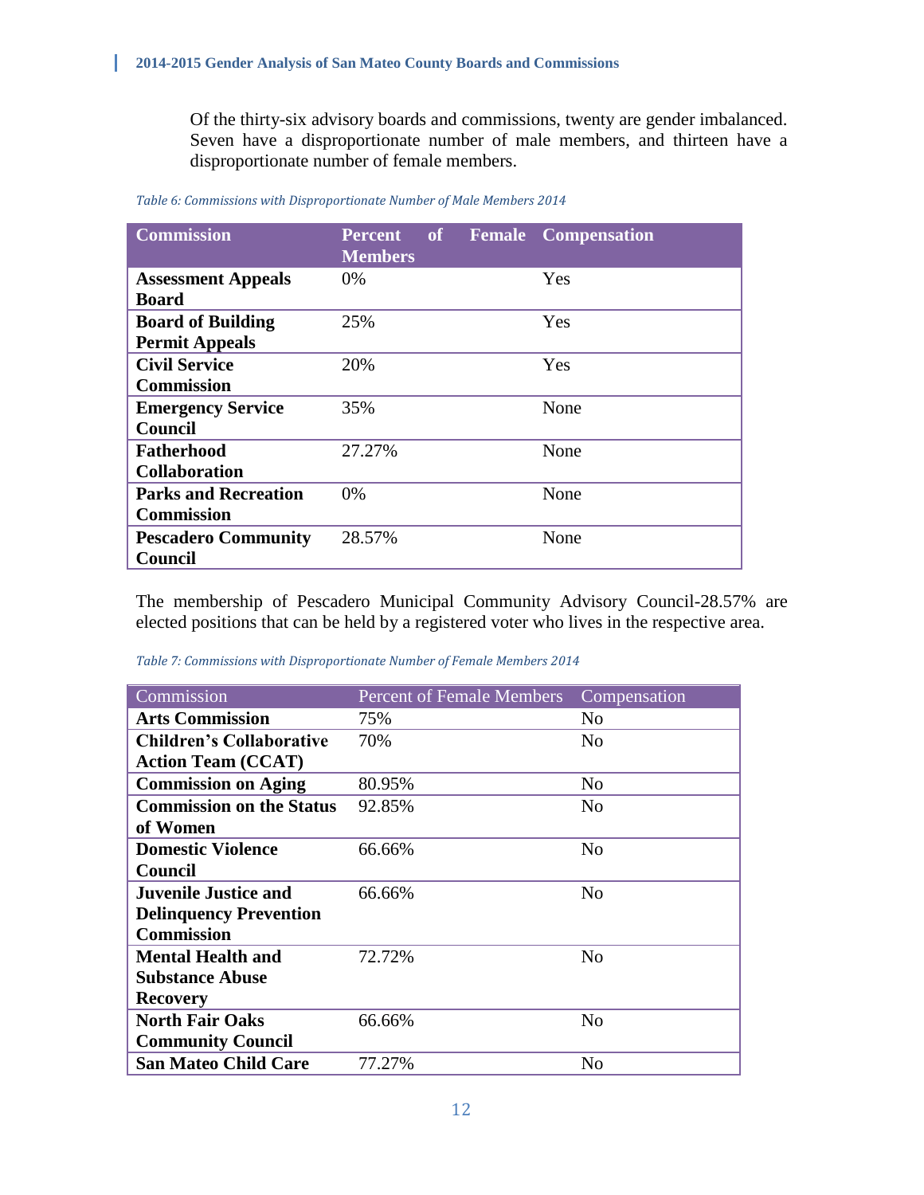Of the thirty-six advisory boards and commissions, twenty are gender imbalanced. Seven have a disproportionate number of male members, and thirteen have a disproportionate number of female members.

*Table 6: Commissions with Disproportionate Number of Male Members 2014*

| Commission | Percent of Female Members | Compensation |
|---|---|---|
| **Assessment Appeals Board** | 0% | Yes |
| **Board of Building Permit Appeals** | 25% | Yes |
| **Civil Service Commission** | 20% | Yes |
| **Emergency Service Council** | 35% | None |
| **Fatherhood Collaboration** | 27.27% | None |
| **Parks and Recreation Commission** | 0% | None |
| **Pescadero Community Council** | 28.57% | None |

The membership of Pescadero Municipal Community Advisory Council-28.57% are elected positions that can be held by a registered voter who lives in the respective area.

*Table 7: Commissions with Disproportionate Number of Female Members 2014*

| Commission | Percent of Female Members | Compensation |
|---|---|---|
| **Arts Commission** | 75% | No |
| **Children's Collaborative Action Team (CCAT)** | 70% | No |
| **Commission on Aging** | 80.95% | No |
| **Commission on the Status of Women** | 92.85% | No |
| **Domestic Violence Council** | 66.66% | No |
| **Juvenile Justice and Delinquency Prevention Commission** | 66.66% | No |
| **Mental Health and Substance Abuse Recovery** | 72.72% | No |
| **North Fair Oaks Community Council** | 66.66% | No |
| **San Mateo Child Care** | 77.27% | No |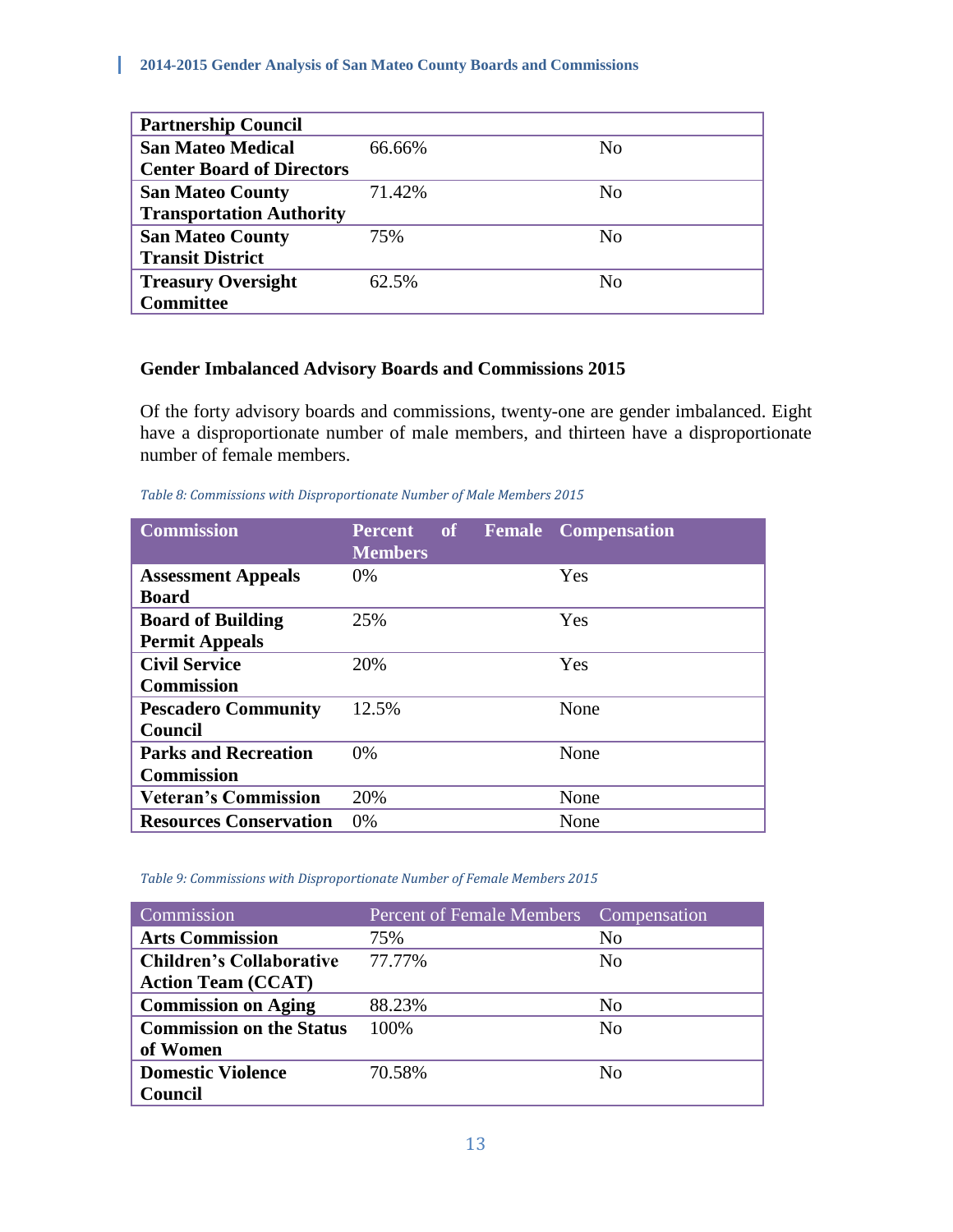| | | |
|---|---|---|
| **Partnership Council** | | |
| **San Mateo Medical Center Board of Directors** | 66.66% | No |
| **San Mateo County Transportation Authority** | 71.42% | No |
| **San Mateo County Transit District** | 75% | No |
| **Treasury Oversight Committee** | 62.5% | No |

**Gender Imbalanced Advisory Boards and Commissions 2015**

Of the forty advisory boards and commissions, twenty-one are gender imbalanced. Eight have a disproportionate number of male members, and thirteen have a disproportionate number of female members.

*Table 8: Commissions with Disproportionate Number of Male Members 2015*

| Commission | Percent of Female Members | Compensation |
|---|---|---|
| **Assessment Appeals Board** | 0% | Yes |
| **Board of Building Permit Appeals** | 25% | Yes |
| **Civil Service Commission** | 20% | Yes |
| **Pescadero Community Council** | 12.5% | None |
| **Parks and Recreation Commission** | 0% | None |
| **Veteran's Commission** | 20% | None |
| **Resources Conservation** | 0% | None |

*Table 9: Commissions with Disproportionate Number of Female Members 2015*

| Commission | Percent of Female Members | Compensation |
|---|---|---|
| **Arts Commission** | 75% | No |
| **Children's Collaborative Action Team (CCAT)** | 77.77% | No |
| **Commission on Aging** | 88.23% | No |
| **Commission on the Status of Women** | 100% | No |
| **Domestic Violence Council** | 70.58% | No |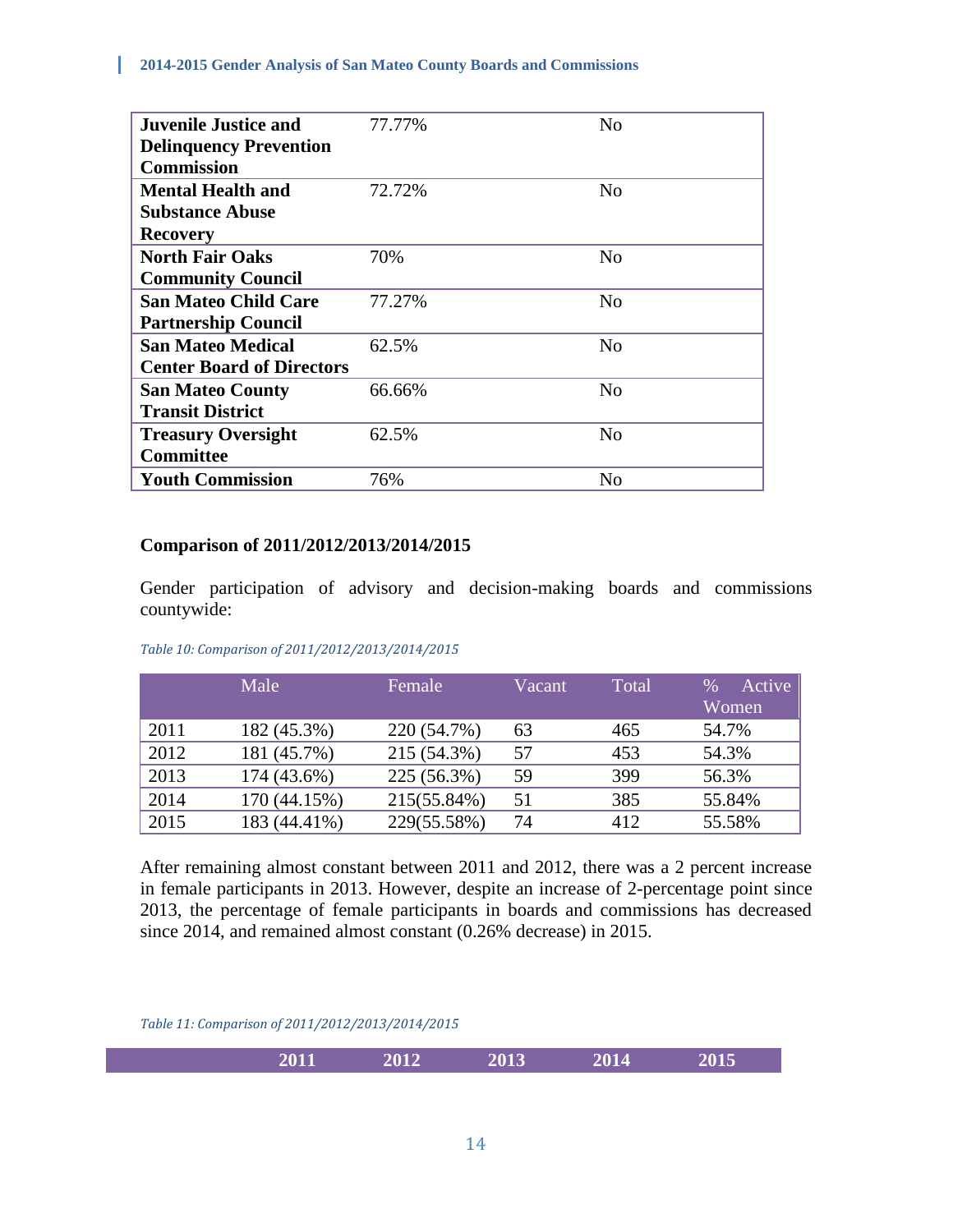| **Juvenile Justice and Delinquency Prevention Commission** | 77.77% | No |
|---|---|---|
| **Mental Health and Substance Abuse Recovery** | 72.72% | No |
| **North Fair Oaks Community Council** | 70% | No |
| **San Mateo Child Care Partnership Council** | 77.27% | No |
| **San Mateo Medical Center Board of Directors** | 62.5% | No |
| **San Mateo County Transit District** | 66.66% | No |
| **Treasury Oversight Committee** | 62.5% | No |
| **Youth Commission** | 76% | No |

**Comparison of 2011/2012/2013/2014/2015**

Gender participation of advisory and decision-making boards and commissions countywide:

*Table 10: Comparison of 2011/2012/2013/2014/2015*

| | Male | Female | Vacant | Total | % Active Women |
|---|---|---|---|---|---|
| 2011 | 182 (45.3%) | 220 (54.7%) | 63 | 465 | 54.7% |
| 2012 | 181 (45.7%) | 215 (54.3%) | 57 | 453 | 54.3% |
| 2013 | 174 (43.6%) | 225 (56.3%) | 59 | 399 | 56.3% |
| 2014 | 170 (44.15%) | 215(55.84%) | 51 | 385 | 55.84% |
| 2015 | 183 (44.41%) | 229(55.58%) | 74 | 412 | 55.58% |

After remaining almost constant between 2011 and 2012, there was a 2 percent increase in female participants in 2013. However, despite an increase of 2-percentage point since 2013, the percentage of female participants in boards and commissions has decreased since 2014, and remained almost constant (0.26% decrease) in 2015.

*Table 11: Comparison of 2011/2012/2013/2014/2015*

| | 2011 | 2012 | 2013 | 2014 | 2015 |
|---|---|---|---|---|---|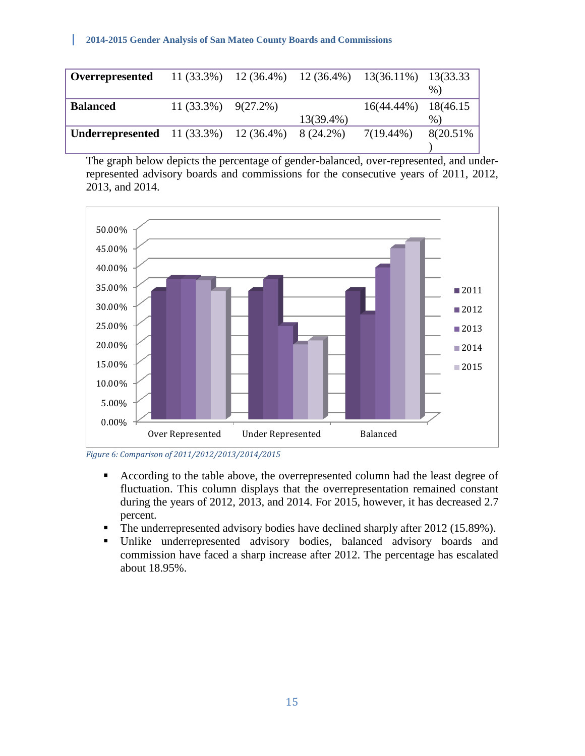| Overrepresented | 11 (33.3%) | 12 (36.4%) | 12 (36.4%) | 13(36.11%) | 13(33.33 %) |
|---|---|---|---|---|---|
| Balanced | 11 (33.3%) | 9(27.2%) | 13(39.4%) | 16(44.44%) | 18(46.15 %) |
| Underrepresented | 11 (33.3%) | 12 (36.4%) | 8 (24.2%) | 7(19.44%) | 8(20.51% ) |

The graph below depicts the percentage of gender-balanced, over-represented, and under-represented advisory boards and commissions for the consecutive years of 2011, 2012, 2013, and 2014.

*Figure 6: Comparison of 2011/2012/2013/2014/2015*

- According to the table above, the overrepresented column had the least degree of fluctuation. This column displays that the overrepresentation remained constant during the years of 2012, 2013, and 2014. For 2015, however, it has decreased 2.7 percent.
- The underrepresented advisory bodies have declined sharply after 2012 (15.89%).
- Unlike underrepresented advisory bodies, balanced advisory boards and commission have faced a sharp increase after 2012. The percentage has escalated about 18.95%.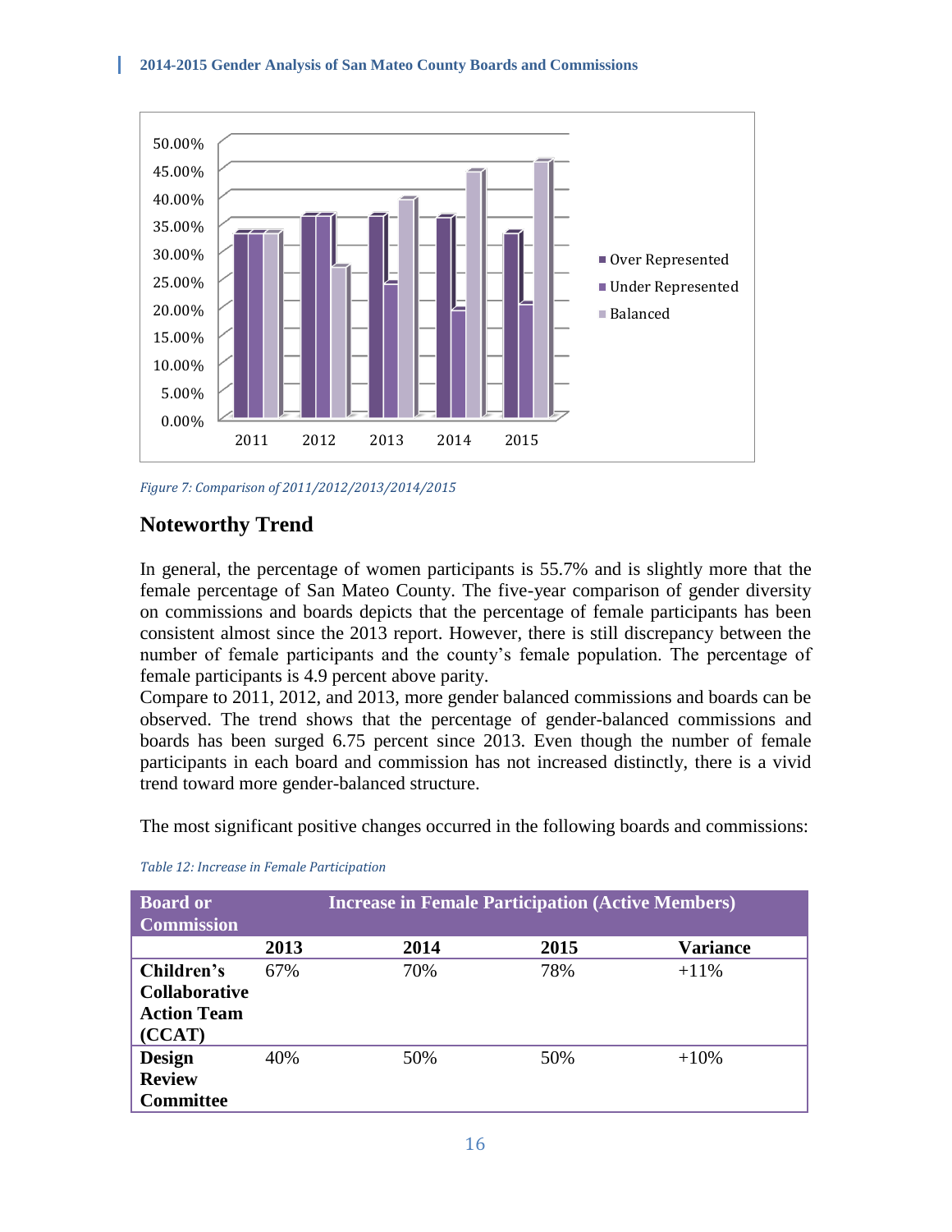*Figure 7: Comparison of 2011/2012/2013/2014/2015*

## Noteworthy Trend

In general, the percentage of women participants is 55.7% and is slightly more that the female percentage of San Mateo County. The five-year comparison of gender diversity on commissions and boards depicts that the percentage of female participants has been consistent almost since the 2013 report. However, there is still discrepancy between the number of female participants and the county's female population. The percentage of female participants is 4.9 percent above parity.

Compare to 2011, 2012, and 2013, more gender balanced commissions and boards can be observed. The trend shows that the percentage of gender-balanced commissions and boards has been surged 6.75 percent since 2013. Even though the number of female participants in each board and commission has not increased distinctly, there is a vivid trend toward more gender-balanced structure.

The most significant positive changes occurred in the following boards and commissions:

*Table 12: Increase in Female Participation*

| Board or Commission | Increase in Female Participation (Active Members) | | | |
|---|---|---|---|---|
| | **2013** | **2014** | **2015** | **Variance** |
| **Children's Collaborative Action Team (CCAT)** | 67% | 70% | 78% | +11% |
| **Design Review Committee** | 40% | 50% | 50% | +10% |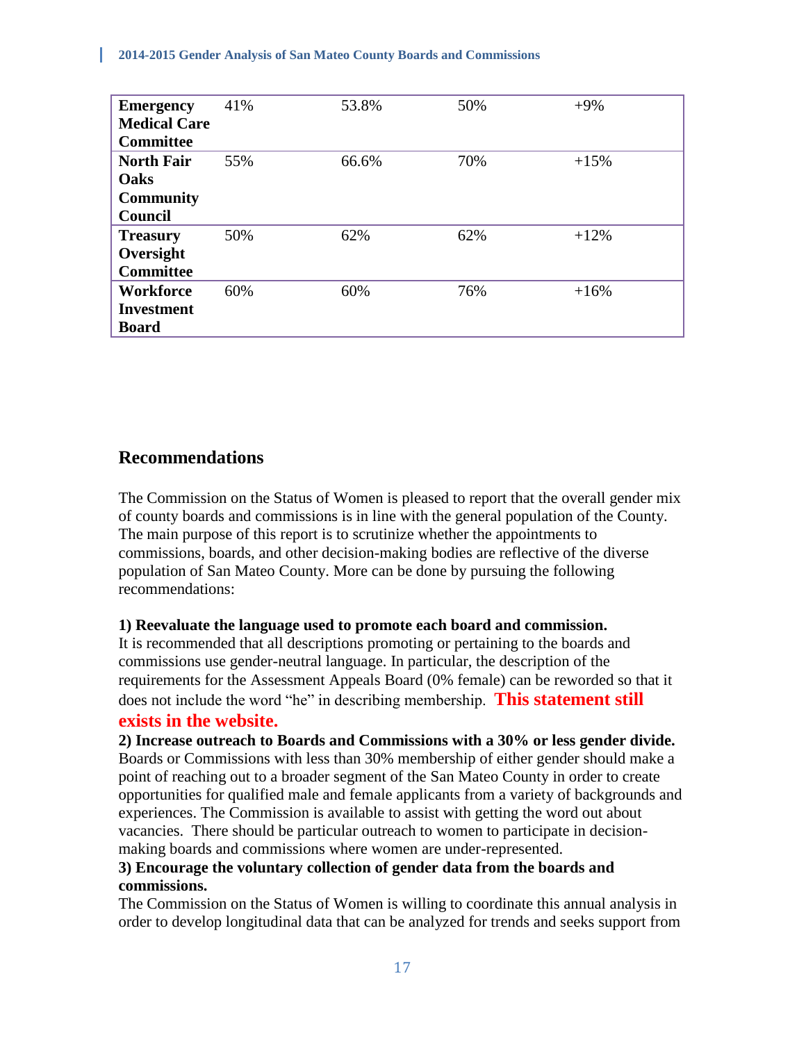| | | | | |
|---|---|---|---|---|
| **Emergency Medical Care Committee** | 41% | 53.8% | 50% | +9% |
| **North Fair Oaks Community Council** | 55% | 66.6% | 70% | +15% |
| **Treasury Oversight Committee** | 50% | 62% | 62% | +12% |
| **Workforce Investment Board** | 60% | 60% | 76% | +16% |

## Recommendations

The Commission on the Status of Women is pleased to report that the overall gender mix of county boards and commissions is in line with the general population of the County. The main purpose of this report is to scrutinize whether the appointments to commissions, boards, and other decision-making bodies are reflective of the diverse population of San Mateo County. More can be done by pursuing the following recommendations:

**1) Reevaluate the language used to promote each board and commission.**
It is recommended that all descriptions promoting or pertaining to the boards and commissions use gender-neutral language. In particular, the description of the requirements for the Assessment Appeals Board (0% female) can be reworded so that it does not include the word "he" in describing membership. **This statement still exists in the website.**

**2) Increase outreach to Boards and Commissions with a 30% or less gender divide.**
Boards or Commissions with less than 30% membership of either gender should make a point of reaching out to a broader segment of the San Mateo County in order to create opportunities for qualified male and female applicants from a variety of backgrounds and experiences. The Commission is available to assist with getting the word out about vacancies. There should be particular outreach to women to participate in decision-making boards and commissions where women are under-represented.

**3) Encourage the voluntary collection of gender data from the boards and commissions.**
The Commission on the Status of Women is willing to coordinate this annual analysis in order to develop longitudinal data that can be analyzed for trends and seeks support from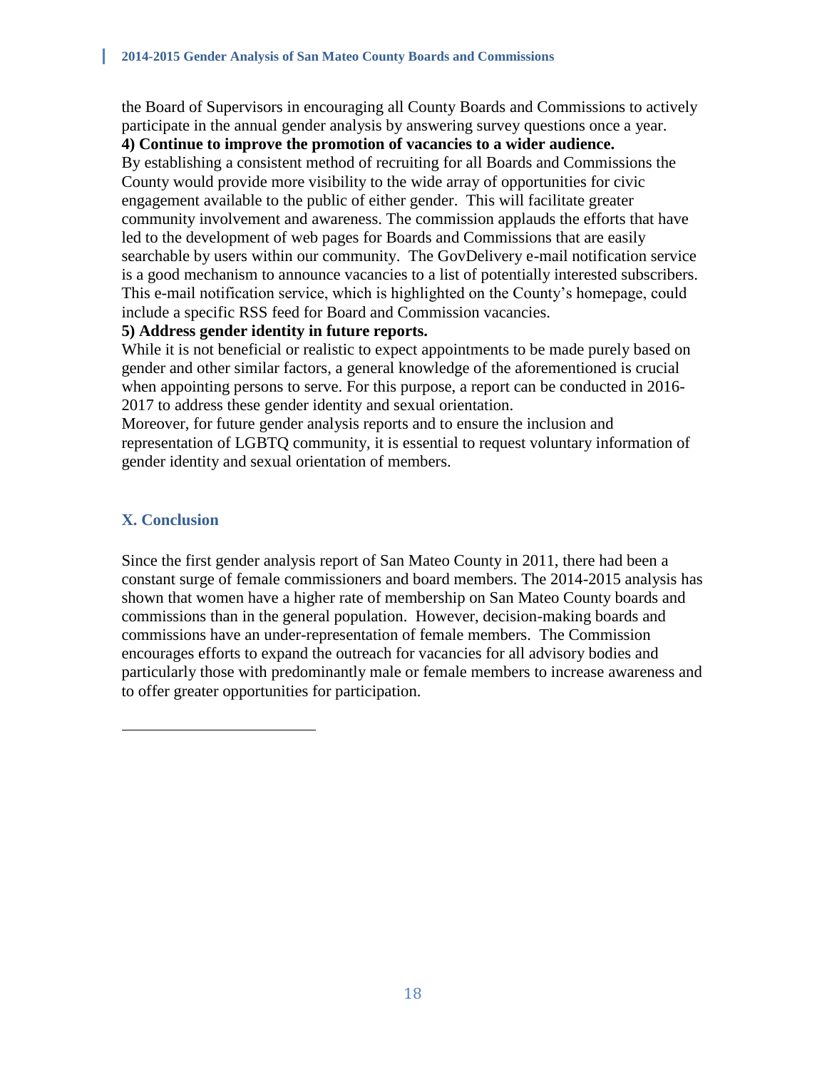the Board of Supervisors in encouraging all County Boards and Commissions to actively participate in the annual gender analysis by answering survey questions once a year.

**4) Continue to improve the promotion of vacancies to a wider audience.**

By establishing a consistent method of recruiting for all Boards and Commissions the County would provide more visibility to the wide array of opportunities for civic engagement available to the public of either gender. This will facilitate greater community involvement and awareness. The commission applauds the efforts that have led to the development of web pages for Boards and Commissions that are easily searchable by users within our community. The GovDelivery e-mail notification service is a good mechanism to announce vacancies to a list of potentially interested subscribers. This e-mail notification service, which is highlighted on the County's homepage, could include a specific RSS feed for Board and Commission vacancies.

**5) Address gender identity in future reports.**

While it is not beneficial or realistic to expect appointments to be made purely based on gender and other similar factors, a general knowledge of the aforementioned is crucial when appointing persons to serve. For this purpose, a report can be conducted in 2016-2017 to address these gender identity and sexual orientation.

Moreover, for future gender analysis reports and to ensure the inclusion and representation of LGBTQ community, it is essential to request voluntary information of gender identity and sexual orientation of members.

## X. Conclusion

Since the first gender analysis report of San Mateo County in 2011, there had been a constant surge of female commissioners and board members. The 2014-2015 analysis has shown that women have a higher rate of membership on San Mateo County boards and commissions than in the general population. However, decision-making boards and commissions have an under-representation of female members. The Commission encourages efforts to expand the outreach for vacancies for all advisory bodies and particularly those with predominantly male or female members to increase awareness and to offer greater opportunities for participation.